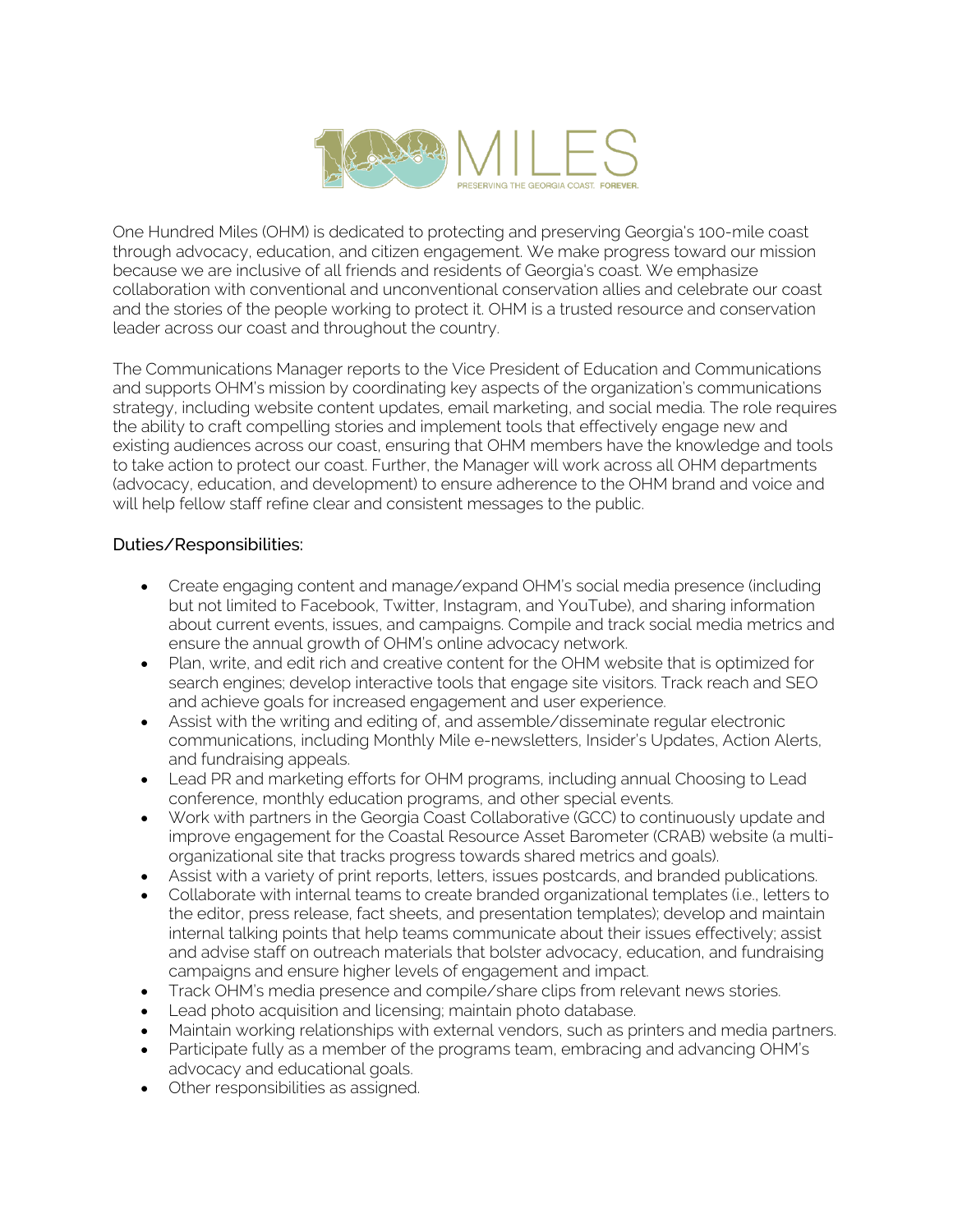One Hundred Miles (OHM) is dedicated to protecting and preserving Georgia's 100-mile coast through advocacy, education, and citizen engagement. We make progress toward our mission because we are inclusive of all friends and residents of Georgia's coast. We emphasize collaboration with conventional and unconventional conservation allies and celebrate our coast and the stories of the people working to protect it. OHM is a trusted resource and conservation leader across our coast and throughout the country.

The Communications Manager reports to the Vice President of Education and Communications and supports OHM's mission by coordinating key aspects of the organization's communications strategy, including website content updates, email marketing, and social media. The role requires the ability to craft compelling stories and implement tools that effectively engage new and existing audiences across our coast, ensuring that OHM members have the knowledge and tools to take action to protect our coast. Further, the Manager will work across all OHM departments (advocacy, education, and development) to ensure adherence to the OHM brand and voice and will help fellow staff refine clear and consistent messages to the public.

## Duties/Responsibilities:

- Create engaging content and manage/expand OHM's social media presence (including but not limited to Facebook, Twitter, Instagram, and YouTube), and sharing information about current events, issues, and campaigns. Compile and track social media metrics and ensure the annual growth of OHM's online advocacy network.
- Plan, write, and edit rich and creative content for the OHM website that is optimized for search engines; develop interactive tools that engage site visitors. Track reach and SEO and achieve goals for increased engagement and user experience.
- Assist with the writing and editing of, and assemble/disseminate regular electronic communications, including Monthly Mile e-newsletters, Insider's Updates, Action Alerts, and fundraising appeals.
- Lead PR and marketing efforts for OHM programs, including annual Choosing to Lead conference, monthly education programs, and other special events.
- Work with partners in the Georgia Coast Collaborative (GCC) to continuously update and improve engagement for the Coastal Resource Asset Barometer (CRAB) website (a multi-organizational site that tracks progress towards shared metrics and goals).
- Assist with a variety of print reports, letters, issues postcards, and branded publications.
- Collaborate with internal teams to create branded organizational templates (i.e., letters to the editor, press release, fact sheets, and presentation templates); develop and maintain internal talking points that help teams communicate about their issues effectively; assist and advise staff on outreach materials that bolster advocacy, education, and fundraising campaigns and ensure higher levels of engagement and impact.
- Track OHM's media presence and compile/share clips from relevant news stories.
- Lead photo acquisition and licensing; maintain photo database.
- Maintain working relationships with external vendors, such as printers and media partners.
- Participate fully as a member of the programs team, embracing and advancing OHM's advocacy and educational goals.
- Other responsibilities as assigned.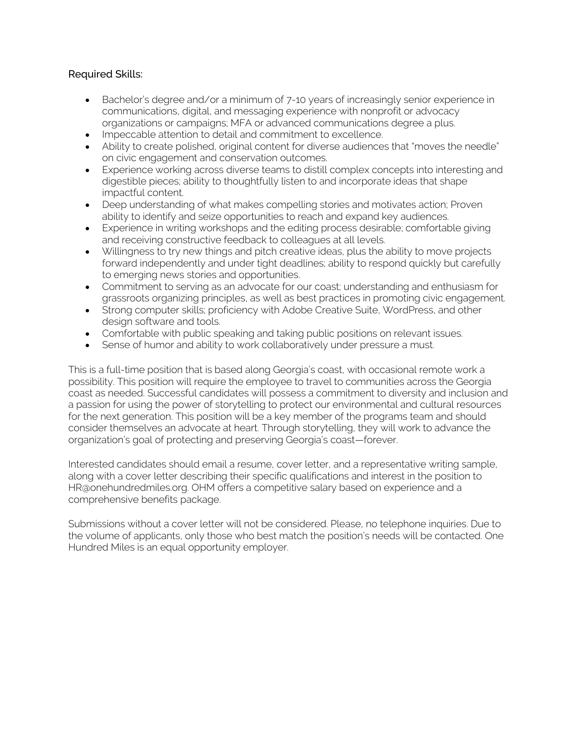### Required Skills:

- Bachelor's degree and/or a minimum of 7-10 years of increasingly senior experience in communications, digital, and messaging experience with nonprofit or advocacy organizations or campaigns; MFA or advanced communications degree a plus.
- Impeccable attention to detail and commitment to excellence.
- Ability to create polished, original content for diverse audiences that "moves the needle" on civic engagement and conservation outcomes.
- Experience working across diverse teams to distill complex concepts into interesting and digestible pieces; ability to thoughtfully listen to and incorporate ideas that shape impactful content.
- Deep understanding of what makes compelling stories and motivates action; Proven ability to identify and seize opportunities to reach and expand key audiences.
- Experience in writing workshops and the editing process desirable; comfortable giving and receiving constructive feedback to colleagues at all levels.
- Willingness to try new things and pitch creative ideas, plus the ability to move projects forward independently and under tight deadlines; ability to respond quickly but carefully to emerging news stories and opportunities.
- Commitment to serving as an advocate for our coast; understanding and enthusiasm for grassroots organizing principles, as well as best practices in promoting civic engagement.
- Strong computer skills; proficiency with Adobe Creative Suite, WordPress, and other design software and tools.
- Comfortable with public speaking and taking public positions on relevant issues.
- Sense of humor and ability to work collaboratively under pressure a must.

This is a full-time position that is based along Georgia's coast, with occasional remote work a possibility. This position will require the employee to travel to communities across the Georgia coast as needed. Successful candidates will possess a commitment to diversity and inclusion and a passion for using the power of storytelling to protect our environmental and cultural resources for the next generation. This position will be a key member of the programs team and should consider themselves an advocate at heart. Through storytelling, they will work to advance the organization's goal of protecting and preserving Georgia's coast—forever.

Interested candidates should email a resume, cover letter, and a representative writing sample, along with a cover letter describing their specific qualifications and interest in the position to HR@onehundredmiles.org. OHM offers a competitive salary based on experience and a comprehensive benefits package.

Submissions without a cover letter will not be considered. Please, no telephone inquiries. Due to the volume of applicants, only those who best match the position's needs will be contacted. One Hundred Miles is an equal opportunity employer.